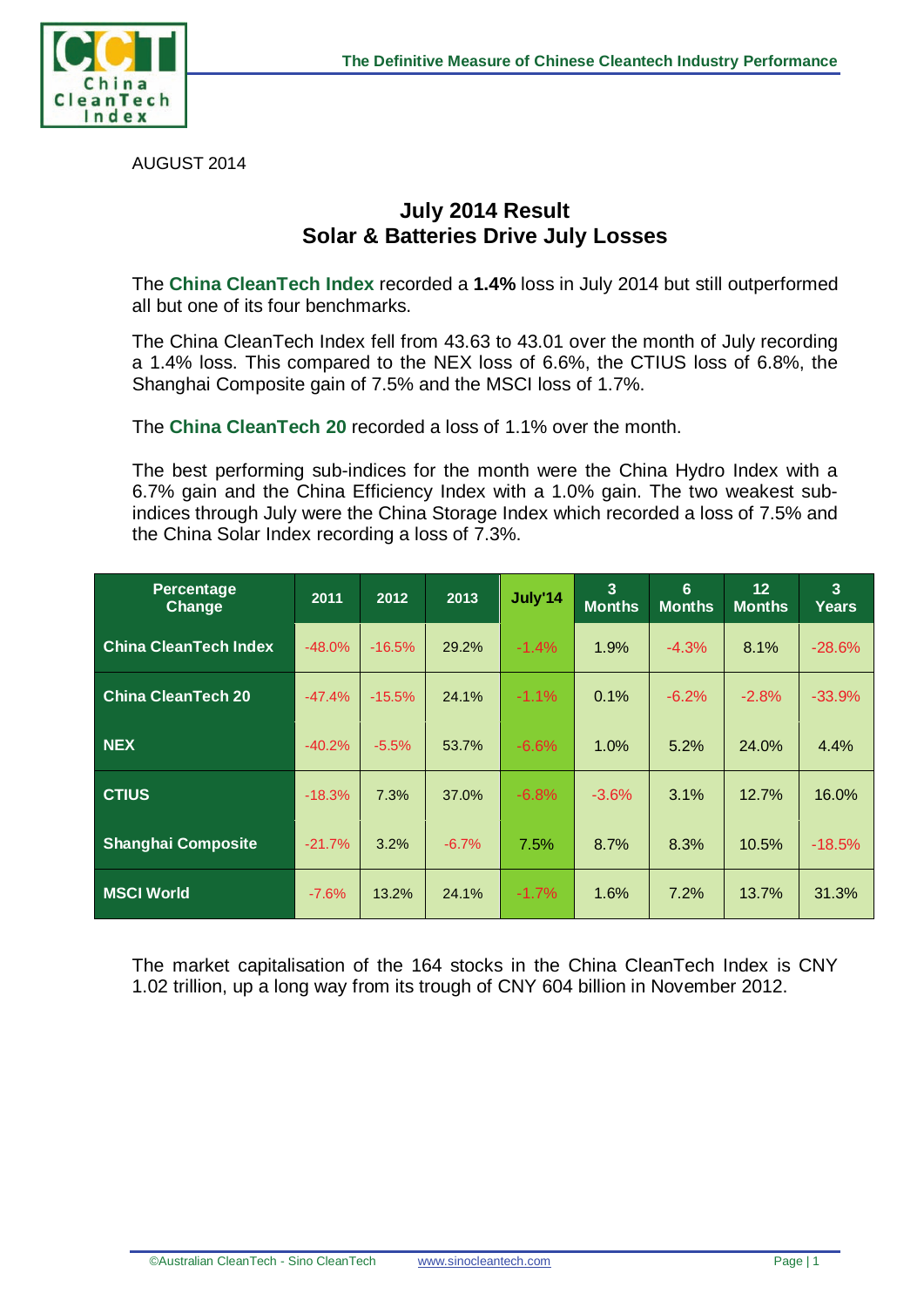AUGUST 2014

# July 2014 Result
## Solar & Batteries Drive July Losses

The **China CleanTech Index** recorded a **1.4%** loss in July 2014 but still outperformed all but one of its four benchmarks.

The China CleanTech Index fell from 43.63 to 43.01 over the month of July recording a 1.4% loss. This compared to the NEX loss of 6.6%, the CTIUS loss of 6.8%, the Shanghai Composite gain of 7.5% and the MSCI loss of 1.7%.

The **China CleanTech 20** recorded a loss of 1.1% over the month.

The best performing sub-indices for the month were the China Hydro Index with a 6.7% gain and the China Efficiency Index with a 1.0% gain. The two weakest sub-indices through July were the China Storage Index which recorded a loss of 7.5% and the China Solar Index recording a loss of 7.3%.

| Percentage Change | 2011 | 2012 | 2013 | July'14 | 3 Months | 6 Months | 12 Months | 3 Years |
|---|---|---|---|---|---|---|---|---|
| China CleanTech Index | -48.0% | -16.5% | 29.2% | -1.4% | 1.9% | -4.3% | 8.1% | -28.6% |
| China CleanTech 20 | -47.4% | -15.5% | 24.1% | -1.1% | 0.1% | -6.2% | -2.8% | -33.9% |
| NEX | -40.2% | -5.5% | 53.7% | -6.6% | 1.0% | 5.2% | 24.0% | 4.4% |
| CTIUS | -18.3% | 7.3% | 37.0% | -6.8% | -3.6% | 3.1% | 12.7% | 16.0% |
| Shanghai Composite | -21.7% | 3.2% | -6.7% | 7.5% | 8.7% | 8.3% | 10.5% | -18.5% |
| MSCI World | -7.6% | 13.2% | 24.1% | -1.7% | 1.6% | 7.2% | 13.7% | 31.3% |

The market capitalisation of the 164 stocks in the China CleanTech Index is CNY 1.02 trillion, up a long way from its trough of CNY 604 billion in November 2012.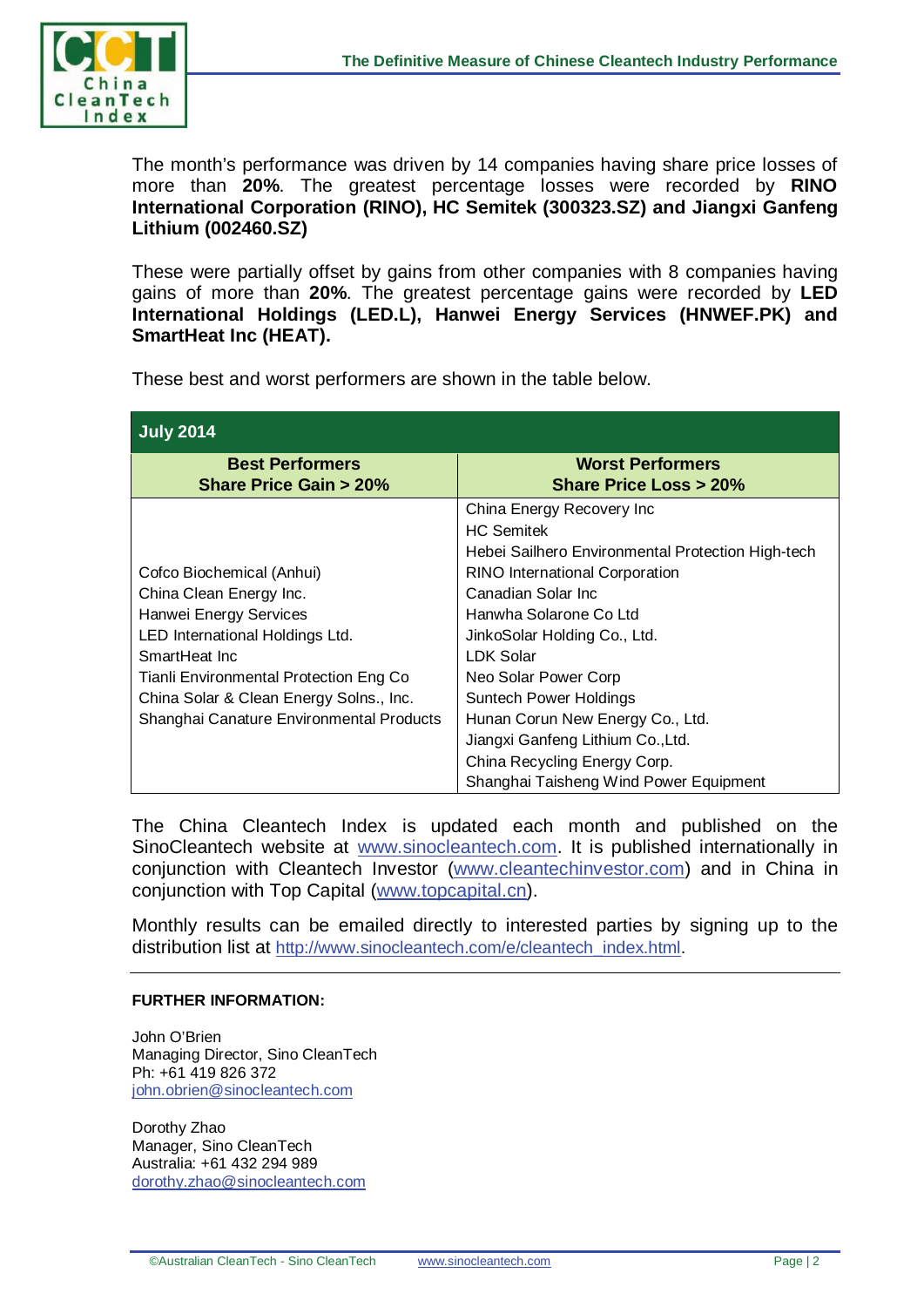The month's performance was driven by 14 companies having share price losses of more than **20%**. The greatest percentage losses were recorded by **RINO International Corporation (RINO), HC Semitek (300323.SZ) and Jiangxi Ganfeng Lithium (002460.SZ)**

These were partially offset by gains from other companies with 8 companies having gains of more than **20%**. The greatest percentage gains were recorded by **LED International Holdings (LED.L), Hanwei Energy Services (HNWEF.PK) and SmartHeat Inc (HEAT).**

These best and worst performers are shown in the table below.

| **July 2014** | |
|---|---|
| **Best Performers<br>Share Price Gain > 20%** | **Worst Performers<br>Share Price Loss > 20%** |
| Cofco Biochemical (Anhui)<br>China Clean Energy Inc.<br>Hanwei Energy Services<br>LED International Holdings Ltd.<br>SmartHeat Inc<br>Tianli Environmental Protection Eng Co<br>China Solar & Clean Energy Solns., Inc.<br>Shanghai Canature Environmental Products | China Energy Recovery Inc<br>HC Semitek<br>Hebei Sailhero Environmental Protection High-tech<br>RINO International Corporation<br>Canadian Solar Inc<br>Hanwha Solarone Co Ltd<br>JinkoSolar Holding Co., Ltd.<br>LDK Solar<br>Neo Solar Power Corp<br>Suntech Power Holdings<br>Hunan Corun New Energy Co., Ltd.<br>Jiangxi Ganfeng Lithium Co.,Ltd.<br>China Recycling Energy Corp.<br>Shanghai Taisheng Wind Power Equipment |

The China Cleantech Index is updated each month and published on the SinoCleantech website at www.sinocleantech.com. It is published internationally in conjunction with Cleantech Investor (www.cleantechinvestor.com) and in China in conjunction with Top Capital (www.topcapital.cn).

Monthly results can be emailed directly to interested parties by signing up to the distribution list at http://www.sinocleantech.com/e/cleantech_index.html.

**FURTHER INFORMATION:**

John O'Brien
Managing Director, Sino CleanTech
Ph: +61 419 826 372
john.obrien@sinocleantech.com

Dorothy Zhao
Manager, Sino CleanTech
Australia: +61 432 294 989
dorothy.zhao@sinocleantech.com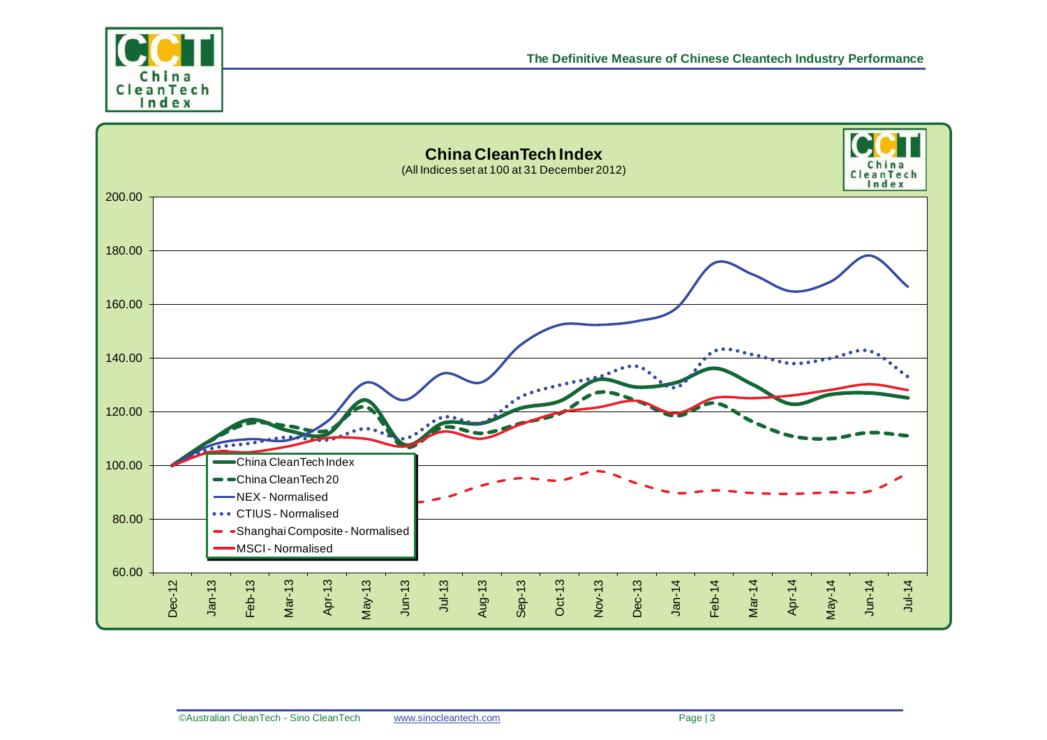**China CleanTech Index**

(All Indices set at 100 at 31 December 2012)

200.00
180.00
160.00
140.00
120.00
100.00
80.00
60.00

Dec-12
Jan-13
Feb-13
Mar-13
Apr-13
May-13
Jun-13
Jul-13
Aug-13
Sep-13
Oct-13
Nov-13
Dec-13
Jan-14
Feb-14
Mar-14
Apr-14
May-14
Jun-14
Jul-14

China CleanTech Index
China CleanTech 20
NEX - Normalised
CTIUS - Normalised
Shanghai Composite - Normalised
MSCI - Normalised